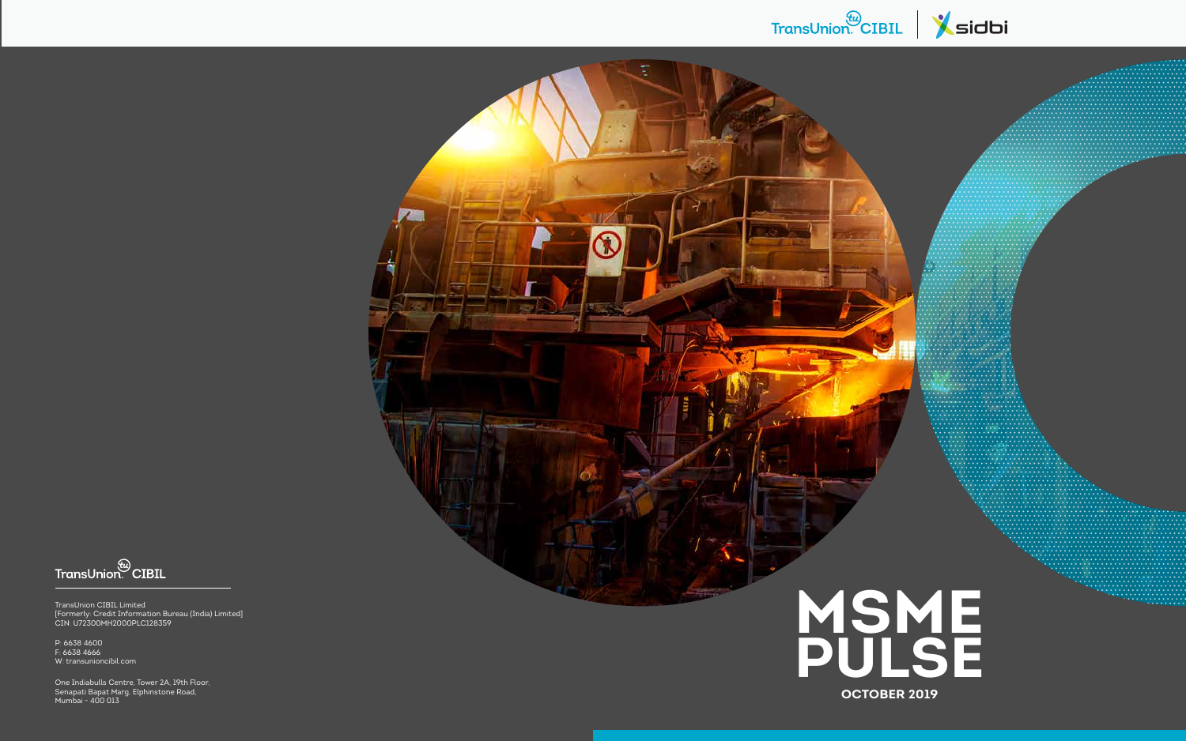TransUnion CIBIL | sidbi

# MSME PULSE

**OCTOBER 2019**

TransUnion CIBIL

TransUnion CIBIL Limited
[Formerly: Credit Information Bureau (India) Limited]
CIN: U72300MH2000PLC128359

P: 6638 4600
F: 6638 4666
W: transunioncibil.com

One Indiabulls Centre, Tower 2A, 19th Floor,
Senapati Bapat Marg, Elphinstone Road,
Mumbai - 400 013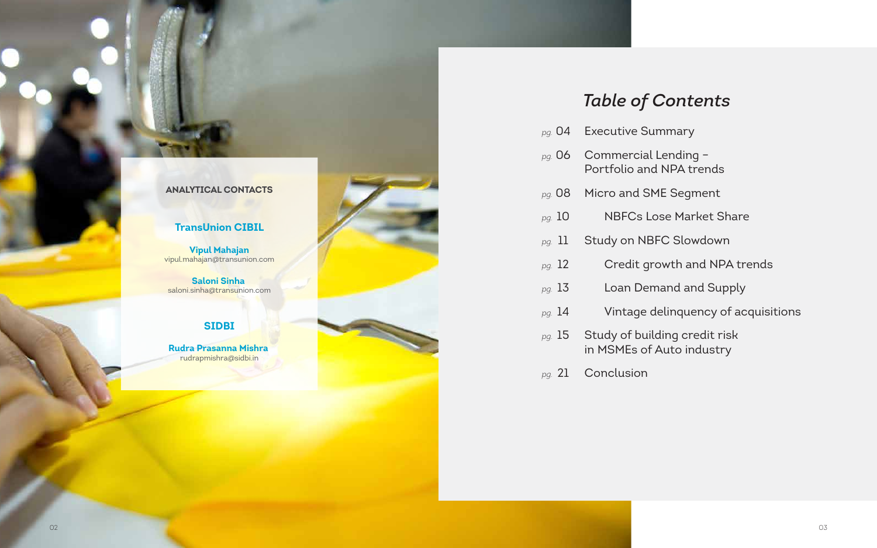**ANALYTICAL CONTACTS**

**TransUnion CIBIL**

**Vipul Mahajan**
vipul.mahajan@transunion.com

**Saloni Sinha**
saloni.sinha@transunion.com

**SIDBI**

**Rudra Prasanna Mishra**
rudrapmishra@sidbi.in

# *Table of Contents*

- *pg.* 04 Executive Summary
- *pg.* 06 Commercial Lending – Portfolio and NPA trends
- *pg.* 08 Micro and SME Segment
  - *pg.* 10 NBFCs Lose Market Share
- *pg.* 11 Study on NBFC Slowdown
  - *pg.* 12 Credit growth and NPA trends
  - *pg.* 13 Loan Demand and Supply
  - *pg.* 14 Vintage delinquency of acquisitions
- *pg.* 15 Study of building credit risk in MSMEs of Auto industry
- *pg.* 21 Conclusion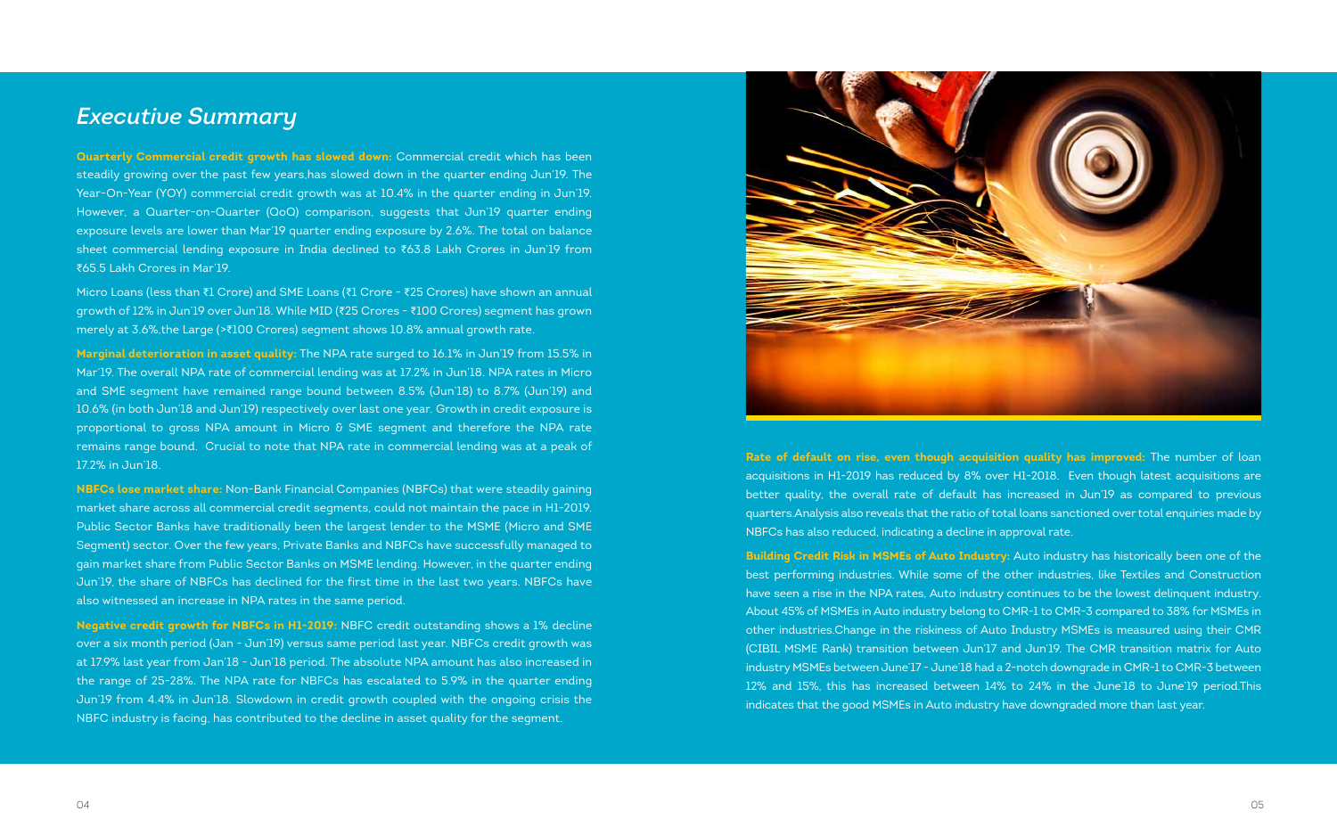## *Executive Summary*

**Quarterly Commercial credit growth has slowed down:** Commercial credit which has been steadily growing over the past few years,has slowed down in the quarter ending Jun'19. The Year-On-Year (YOY) commercial credit growth was at 10.4% in the quarter ending in Jun'19. However, a Quarter-on-Quarter (QoQ) comparison, suggests that Jun'19 quarter ending exposure levels are lower than Mar'19 quarter ending exposure by 2.6%. The total on balance sheet commercial lending exposure in India declined to ₹63.8 Lakh Crores in Jun'19 from ₹65.5 Lakh Crores in Mar'19.

Micro Loans (less than ₹1 Crore) and SME Loans (₹1 Crore - ₹25 Crores) have shown an annual growth of 12% in Jun'19 over Jun'18. While MID (₹25 Crores - ₹100 Crores) segment has grown merely at 3.6%,the Large (>₹100 Crores) segment shows 10.8% annual growth rate.

**Marginal deterioration in asset quality:** The NPA rate surged to 16.1% in Jun'19 from 15.5% in Mar'19. The overall NPA rate of commercial lending was at 17.2% in Jun'18. NPA rates in Micro and SME segment have remained range bound between 8.5% (Jun'18) to 8.7% (Jun'19) and 10.6% (in both Jun'18 and Jun'19) respectively over last one year. Growth in credit exposure is proportional to gross NPA amount in Micro & SME segment and therefore the NPA rate remains range bound. Crucial to note that NPA rate in commercial lending was at a peak of 17.2% in Jun'18.

**NBFCs lose market share:** Non-Bank Financial Companies (NBFCs) that were steadily gaining market share across all commercial credit segments, could not maintain the pace in H1-2019. Public Sector Banks have traditionally been the largest lender to the MSME (Micro and SME Segment) sector. Over the few years, Private Banks and NBFCs have successfully managed to gain market share from Public Sector Banks on MSME lending. However, in the quarter ending Jun'19, the share of NBFCs has declined for the first time in the last two years. NBFCs have also witnessed an increase in NPA rates in the same period.

**Negative credit growth for NBFCs in H1-2019:** NBFC credit outstanding shows a 1% decline over a six month period (Jan - Jun'19) versus same period last year. NBFCs credit growth was at 17.9% last year from Jan'18 - Jun'18 period. The absolute NPA amount has also increased in the range of 25-28%. The NPA rate for NBFCs has escalated to 5.9% in the quarter ending Jun'19 from 4.4% in Jun'18. Slowdown in credit growth coupled with the ongoing crisis the NBFC industry is facing, has contributed to the decline in asset quality for the segment.

**Rate of default on rise, even though acquisition quality has improved:** The number of loan acquisitions in H1-2019 has reduced by 8% over H1-2018. Even though latest acquisitions are better quality, the overall rate of default has increased in Jun'19 as compared to previous quarters.Analysis also reveals that the ratio of total loans sanctioned over total enquiries made by NBFCs has also reduced, indicating a decline in approval rate.

**Building Credit Risk in MSMEs of Auto Industry:** Auto industry has historically been one of the best performing industries. While some of the other industries, like Textiles and Construction have seen a rise in the NPA rates, Auto industry continues to be the lowest delinquent industry. About 45% of MSMEs in Auto industry belong to CMR-1 to CMR-3 compared to 38% for MSMEs in other industries.Change in the riskiness of Auto Industry MSMEs is measured using their CMR (CIBIL MSME Rank) transition between Jun'17 and Jun'19. The CMR transition matrix for Auto industry MSMEs between June'17 - June'18 had a 2-notch downgrade in CMR-1 to CMR-3 between 12% and 15%, this has increased between 14% to 24% in the June'18 to June'19 period.This indicates that the good MSMEs in Auto industry have downgraded more than last year.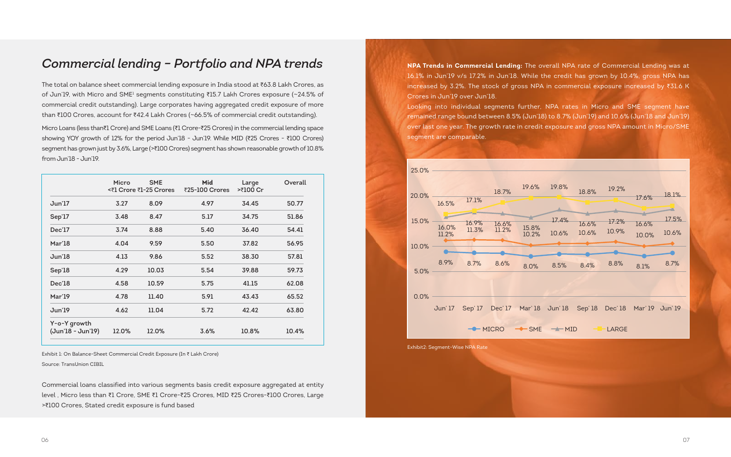# Commercial lending – Portfolio and NPA trends

The total on balance sheet commercial lending exposure in India stood at ₹63.8 Lakh Crores, as of Jun'19, with Micro and SME[1] segments constituting ₹15.7 Lakh Crores exposure (~24.5% of commercial credit outstanding). Large corporates having aggregated credit exposure of more than ₹100 Crores, account for ₹42.4 Lakh Crores (~66.5% of commercial credit outstanding).

Micro Loans (less than₹1 Crore) and SME Loans (₹1 Crore-₹25 Crores) in the commercial lending space showing YOY growth of 12% for the period Jun'18 - Jun'19. While MID (₹25 Crores - ₹100 Crores) segment has grown just by 3.6%, Large (>₹100 Crores) segment has shown reasonable growth of 10.8% from Jun'18 - Jun'19.

| | Micro <₹1 Crore | SME ₹1-25 Crores | Mid ₹25-100 Crores | Large >₹100 Cr | Overall |
|---|---|---|---|---|---|
| Jun'17 | 3.27 | 8.09 | 4.97 | 34.45 | 50.77 |
| Sep'17 | 3.48 | 8.47 | 5.17 | 34.75 | 51.86 |
| Dec'17 | 3.74 | 8.88 | 5.40 | 36.40 | 54.41 |
| Mar'18 | 4.04 | 9.59 | 5.50 | 37.82 | 56.95 |
| Jun'18 | 4.13 | 9.86 | 5.52 | 38.30 | 57.81 |
| Sep'18 | 4.29 | 10.03 | 5.54 | 39.88 | 59.73 |
| Dec'18 | 4.58 | 10.59 | 5.75 | 41.15 | 62.08 |
| Mar'19 | 4.78 | 11.40 | 5.91 | 43.43 | 65.52 |
| Jun'19 | 4.62 | 11.04 | 5.72 | 42.42 | 63.80 |
| Y-o-Y growth (Jun'18 - Jun'19) | 12.0% | 12.0% | 3.6% | 10.8% | 10.4% |

Exhibit 1: On Balance-Sheet Commercial Credit Exposure (In ₹ Lakh Crore)

Source: TransUnion CIBIL

Commercial loans classified into various segments basis credit exposure aggregated at entity level , Micro less than ₹1 Crore, SME ₹1 Crore-₹25 Crores, MID ₹25 Crores-₹100 Crores, Large >₹100 Crores, Stated credit exposure is fund based

**NPA Trends in Commercial Lending:** The overall NPA rate of Commercial Lending was at 16.1% in Jun'19 v/s 17.2% in Jun'18. While the credit has grown by 10.4%, gross NPA has increased by 3.2%. The stock of gross NPA in commercial exposure increased by ₹31.6 K Crores in Jun'19 over Jun'18.

Looking into individual segments further, NPA rates in Micro and SME segment have remained range bound between 8.5% (Jun'18) to 8.7% (Jun'19) and 10.6% (Jun'18 and Jun'19) over last one year. The growth rate in credit exposure and gross NPA amount in Micro/SME segment are comparable.

| | Jun' 17 | Sep' 17 | Dec' 17 | Mar' 18 | Jun' 18 | Sep' 18 | Dec' 18 | Mar' 19 | Jun' 19 |
|---|---|---|---|---|---|---|---|---|---|
| MICRO | 8.9% | 8.7% | 8.6% | 8.0% | 8.5% | 8.4% | 8.8% | 8.1% | 8.7% |
| SME | 11.2% | 11.3% | 11.2% | 10.2% | 10.6% | 10.6% | 10.9% | 10.0% | 10.6% |
| MID | 16.0% | 16.9% | 16.6% | 15.8% | 17.4% | 16.6% | 17.2% | 16.6% | 17.5% |
| LARGE | 16.5% | 17.1% | 18.7% | 19.6% | 19.8% | 18.8% | 19.2% | 17.6% | 18.1% |

Exhibit2: Segment-Wise NPA Rate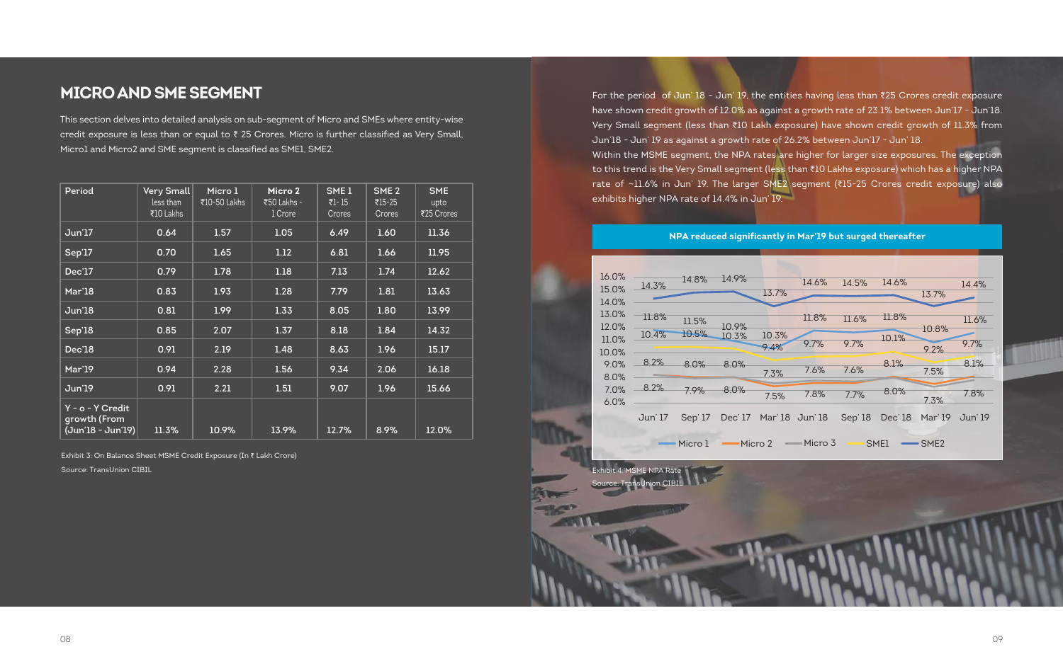# MICRO AND SME SEGMENT

This section delves into detailed analysis on sub-segment of Micro and SMEs where entity-wise credit exposure is less than or equal to ₹ 25 Crores. Micro is further classified as Very Small, Micro1 and Micro2 and SME segment is classified as SME1, SME2.

| Period | Very Small less than ₹10 Lakhs | Micro 1 ₹10-50 Lakhs | Micro 2 ₹50 Lakhs - 1 Crore | SME 1 ₹1- 15 Crores | SME 2 ₹15-25 Crores | SME upto ₹25 Crores |
|---|---|---|---|---|---|---|
| Jun'17 | 0.64 | 1.57 | 1.05 | 6.49 | 1.60 | 11.36 |
| Sep'17 | 0.70 | 1.65 | 1.12 | 6.81 | 1.66 | 11.95 |
| Dec'17 | 0.79 | 1.78 | 1.18 | 7.13 | 1.74 | 12.62 |
| Mar'18 | 0.83 | 1.93 | 1.28 | 7.79 | 1.81 | 13.63 |
| Jun'18 | 0.81 | 1.99 | 1.33 | 8.05 | 1.80 | 13.99 |
| Sep'18 | 0.85 | 2.07 | 1.37 | 8.18 | 1.84 | 14.32 |
| Dec'18 | 0.91 | 2.19 | 1.48 | 8.63 | 1.96 | 15.17 |
| Mar'19 | 0.94 | 2.28 | 1.56 | 9.34 | 2.06 | 16.18 |
| Jun'19 | 0.91 | 2.21 | 1.51 | 9.07 | 1.96 | 15.66 |
| Y - o - Y Credit growth (From (Jun'18 - Jun'19) | 11.3% | 10.9% | 13.9% | 12.7% | 8.9% | 12.0% |

Exhibit 3: On Balance Sheet MSME Credit Exposure (In ₹ Lakh Crore)

Source: TransUnion CIBIL

For the period of Jun' 18 - Jun' 19, the entities having less than ₹25 Crores credit exposure have shown credit growth of 12.0% as against a growth rate of 23.1% between Jun'17 - Jun'18. Very Small segment (less than ₹10 Lakh exposure) have shown credit growth of 11.3% from Jun'18 - Jun' 19 as against a growth rate of 26.2% between Jun'17 - Jun' 18.

Within the MSME segment, the NPA rates are higher for larger size exposures. The exception to this trend is the Very Small segment (less than ₹10 Lakhs exposure) which has a higher NPA rate of ~11.6% in Jun' 19. The larger SME2 segment (₹15-25 Crores credit exposure) also exhibits higher NPA rate of 14.4% in Jun' 19.

**NPA reduced significantly in Mar'19 but surged thereafter**

Exhibit 4: MSME NPA Rate

Source: TransUnion CIBIL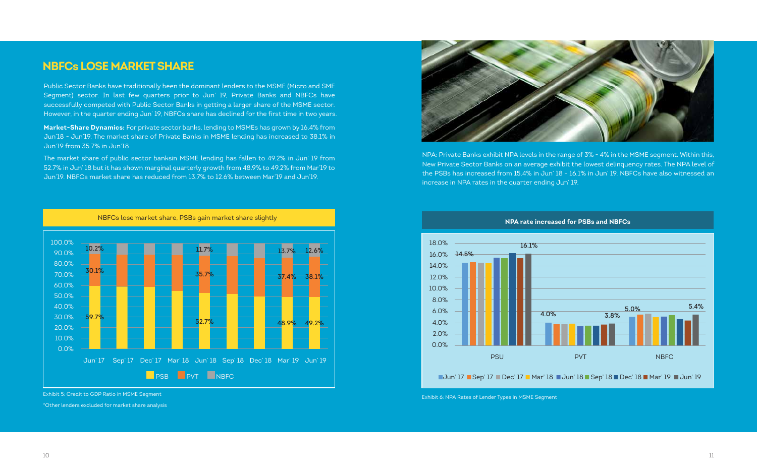## NBFCs LOSE MARKET SHARE

Public Sector Banks have traditionally been the dominant lenders to the MSME (Micro and SME Segment) sector. In last few quarters prior to Jun' 19, Private Banks and NBFCs have successfully competed with Public Sector Banks in getting a larger share of the MSME sector. However, in the quarter ending Jun' 19, NBFCs share has declined for the first time in two years.

**Market-Share Dynamics:** For private sector banks, lending to MSMEs has grown by 16.4% from Jun'18 - Jun'19. The market share of Private Banks in MSME lending has increased to 38.1% in Jun'19 from 35.7% in Jun'18

The market share of public sector banksin MSME lending has fallen to 49.2% in Jun' 19 from 52.7% in Jun' 18 but it has shown marginal quarterly growth from 48.9% to 49.2% from Mar'19 to Jun'19. NBFCs market share has reduced from 13.7% to 12.6% between Mar'19 and Jun'19.

NBFCs lose market share, PSBs gain market share slightly

| | Jun' 17 | Sep' 17 | Dec' 17 | Mar' 18 | Jun' 18 | Sep' 18 | Dec' 18 | Mar' 19 | Jun' 19 |
|---|---|---|---|---|---|---|---|---|---|
| PSB | 59.7% | | | | 52.7% | | | 48.9% | 49.2% |
| PVT | 30.1% | | | | 35.7% | | | 37.4% | 38.1% |
| NBFC | 10.2% | | | | 11.7% | | | 13.7% | 12.6% |

Exhibit 5: Credit to GDP Ratio in MSME Segment

*Other lenders excluded for market share analysis

NPA: Private Banks exhibit NPA levels in the range of 3% - 4% in the MSME segment. Within this, New Private Sector Banks on an average exhibit the lowest delinquency rates. The NPA level of the PSBs has increased from 15.4% in Jun' 18 - 16.1% in Jun' 19. NBFCs have also witnessed an increase in NPA rates in the quarter ending Jun' 19.

NPA rate increased for PSBs and NBFCs

| | Jun' 17 | Sep' 17 | Dec' 17 | Mar' 18 | Jun' 18 | Sep' 18 | Dec' 18 | Mar' 19 | Jun' 19 |
|---|---|---|---|---|---|---|---|---|---|
| PSU | 14.5% | | | | | | | | 16.1% |
| PVT | 4.0% | | | | | | | | 3.8% |
| NBFC | 5.0% | | | | | | | | 5.4% |

Exhibit 6: NPA Rates of Lender Types in MSME Segment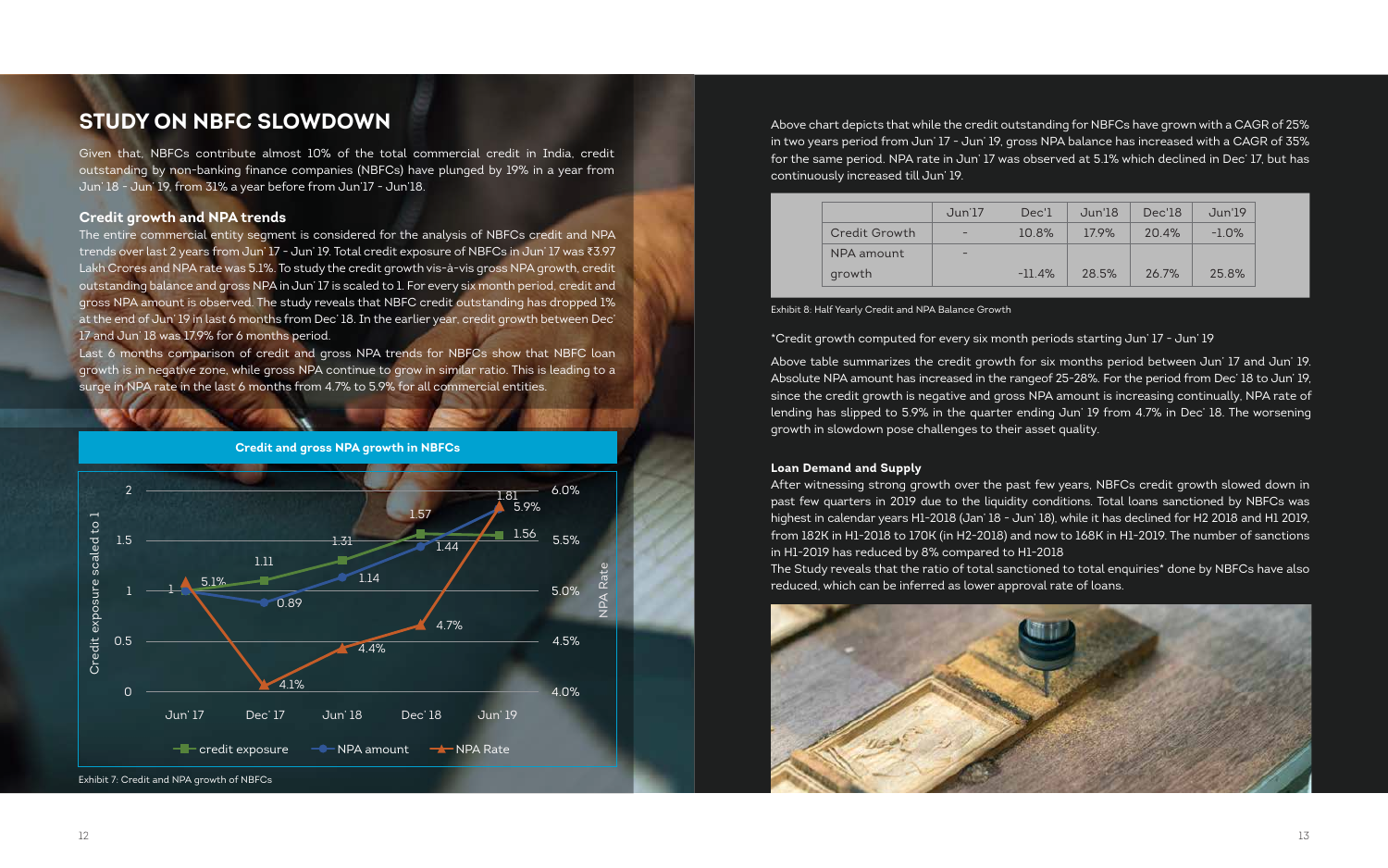# STUDY ON NBFC SLOWDOWN

Given that, NBFCs contribute almost 10% of the total commercial credit in India, credit outstanding by non-banking finance companies (NBFCs) have plunged by 19% in a year from Jun' 18 - Jun' 19, from 31% a year before from Jun'17 - Jun'18.

### Credit growth and NPA trends

The entire commercial entity segment is considered for the analysis of NBFCs credit and NPA trends over last 2 years from Jun' 17 - Jun' 19. Total credit exposure of NBFCs in Jun' 17 was ₹3.97 Lakh Crores and NPA rate was 5.1%. To study the credit growth vis-à-vis gross NPA growth, credit outstanding balance and gross NPA in Jun' 17 is scaled to 1. For every six month period, credit and gross NPA amount is observed. The study reveals that NBFC credit outstanding has dropped 1% at the end of Jun' 19 in last 6 months from Dec' 18. In the earlier year, credit growth between Dec' 17 and Jun' 18 was 17.9% for 6 months period.

Last 6 months comparison of credit and gross NPA trends for NBFCs show that NBFC loan growth is in negative zone, while gross NPA continue to grow in similar ratio. This is leading to a surge in NPA rate in the last 6 months from 4.7% to 5.9% for all commercial entities.

**Credit and gross NPA growth in NBFCs**

| | Jun' 17 | Dec' 17 | Jun' 18 | Dec' 18 | Jun' 19 |
|---|---|---|---|---|---|
| credit exposure | 1 | 1.11 | 1.31 | 1.57 | 1.56 |
| NPA amount | 1 | 0.89 | 1.14 | 1.44 | 1.81 |
| NPA Rate | 5.1% | 4.1% | 4.4% | 4.7% | 5.9% |

Exhibit 7: Credit and NPA growth of NBFCs

Above chart depicts that while the credit outstanding for NBFCs have grown with a CAGR of 25% in two years period from Jun' 17 - Jun' 19, gross NPA balance has increased with a CAGR of 35% for the same period. NPA rate in Jun' 17 was observed at 5.1% which declined in Dec' 17, but has continuously increased till Jun' 19.

| | Jun'17 | Dec'1 | Jun'18 | Dec'18 | Jun'19 |
|---|---|---|---|---|---|
| Credit Growth | - | 10.8% | 17.9% | 20.4% | -1.0% |
| NPA amount growth | - | -11.4% | 28.5% | 26.7% | 25.8% |

Exhibit 8: Half Yearly Credit and NPA Balance Growth

*Credit growth computed for every six month periods starting Jun' 17 - Jun' 19

Above table summarizes the credit growth for six months period between Jun' 17 and Jun' 19. Absolute NPA amount has increased in the rangeof 25-28%. For the period from Dec' 18 to Jun' 19, since the credit growth is negative and gross NPA amount is increasing continually, NPA rate of lending has slipped to 5.9% in the quarter ending Jun' 19 from 4.7% in Dec' 18. The worsening growth in slowdown pose challenges to their asset quality.

### Loan Demand and Supply

After witnessing strong growth over the past few years, NBFCs credit growth slowed down in past few quarters in 2019 due to the liquidity conditions. Total loans sanctioned by NBFCs was highest in calendar years H1-2018 (Jan' 18 - Jun' 18), while it has declined for H2 2018 and H1 2019, from 182K in H1-2018 to 170K (in H2-2018) and now to 168K in H1-2019. The number of sanctions in H1-2019 has reduced by 8% compared to H1-2018

The Study reveals that the ratio of total sanctioned to total enquiries* done by NBFCs have also reduced, which can be inferred as lower approval rate of loans.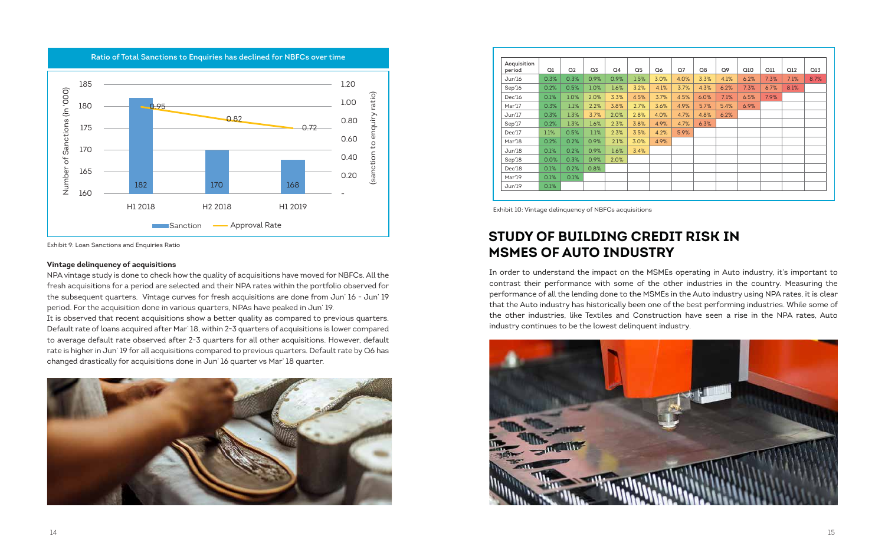Ratio of Total Sanctions to Enquiries has declined for NBFCs over time

| Period | Sanction (Number of Sanctions, in '000) | Approval Rate (sanction to enquiry ratio) |
|---|---|---|
| H1 2018 | 182 | 0.95 |
| H2 2018 | 170 | 0.82 |
| H1 2019 | 168 | 0.72 |

Exhibit 9: Loan Sanctions and Enquiries Ratio

**Vintage delinquency of acquisitions**

NPA vintage study is done to check how the quality of acquisitions have moved for NBFCs. All the fresh acquisitions for a period are selected and their NPA rates within the portfolio observed for the subsequent quarters. Vintage curves for fresh acquisitions are done from Jun' 16 - Jun' 19 period. For the acquisition done in various quarters, NPAs have peaked in Jun' 19.

It is observed that recent acquisitions show a better quality as compared to previous quarters. Default rate of loans acquired after Mar' 18, within 2-3 quarters of acquisitions is lower compared to average default rate observed after 2-3 quarters for all other acquisitions. However, default rate is higher in Jun' 19 for all acquisitions compared to previous quarters. Default rate by Q6 has changed drastically for acquisitions done in Jun' 16 quarter vs Mar' 18 quarter.

| Acquisition period | Q1 | Q2 | Q3 | Q4 | Q5 | Q6 | Q7 | Q8 | Q9 | Q10 | Q11 | Q12 | Q13 |
|---|---|---|---|---|---|---|---|---|---|---|---|---|---|
| Jun'16 | 0.3% | 0.3% | 0.9% | 0.9% | 1.5% | 3.0% | 4.0% | 3.3% | 4.1% | 6.2% | 7.3% | 7.1% | 8.7% |
| Sep'16 | 0.2% | 0.5% | 1.0% | 1.6% | 3.2% | 4.1% | 3.7% | 4.3% | 6.2% | 7.3% | 6.7% | 8.1% | |
| Dec'16 | 0.1% | 1.0% | 2.0% | 3.3% | 4.5% | 3.7% | 4.5% | 6.0% | 7.1% | 6.5% | 7.9% | | |
| Mar'17 | 0.3% | 1.1% | 2.2% | 3.8% | 2.7% | 3.6% | 4.9% | 5.7% | 5.4% | 6.9% | | | |
| Jun'17 | 0.3% | 1.3% | 3.7% | 2.0% | 2.8% | 4.0% | 4.7% | 4.8% | 6.2% | | | | |
| Sep'17 | 0.2% | 1.3% | 1.6% | 2.3% | 3.8% | 4.9% | 4.7% | 6.3% | | | | | |
| Dec'17 | 1.1% | 0.5% | 1.1% | 2.3% | 3.5% | 4.2% | 5.9% | | | | | | |
| Mar'18 | 0.2% | 0.2% | 0.9% | 2.1% | 3.0% | 4.9% | | | | | | | |
| Jun'18 | 0.1% | 0.2% | 0.9% | 1.6% | 3.4% | | | | | | | | |
| Sep'18 | 0.0% | 0.3% | 0.9% | 2.0% | | | | | | | | | |
| Dec'18 | 0.1% | 0.2% | 0.8% | | | | | | | | | | |
| Mar'19 | 0.1% | 0.1% | | | | | | | | | | | |
| Jun'19 | 0.1% | | | | | | | | | | | | |

Exhibit 10: Vintage delinquency of NBFCs acquisitions

## STUDY OF BUILDING CREDIT RISK IN MSMES OF AUTO INDUSTRY

In order to understand the impact on the MSMEs operating in Auto industry, it's important to contrast their performance with some of the other industries in the country. Measuring the performance of all the lending done to the MSMEs in the Auto industry using NPA rates, it is clear that the Auto industry has historically been one of the best performing industries. While some of the other industries, like Textiles and Construction have seen a rise in the NPA rates, Auto industry continues to be the lowest delinquent industry.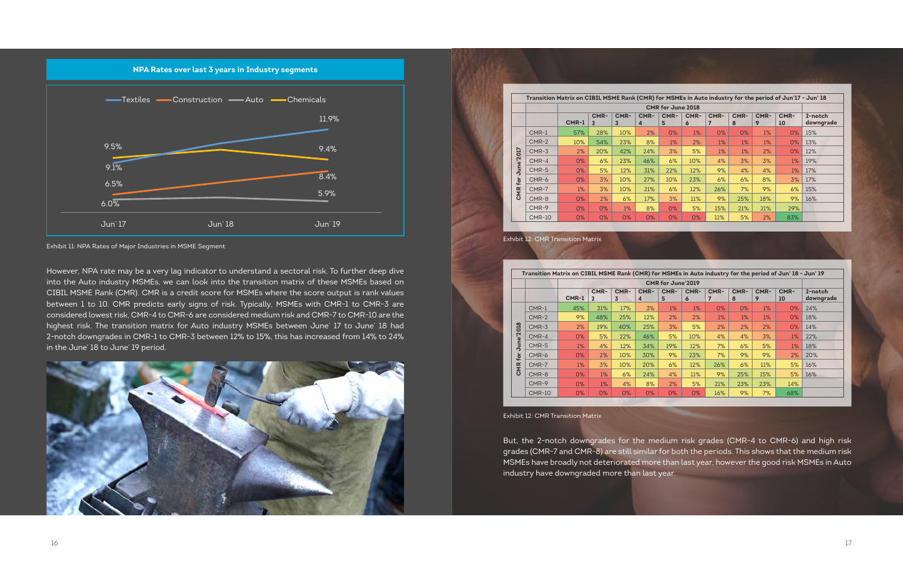## NPA Rates over last 3 years in Industry segments

| | Jun' 17 | Jun' 18 | Jun' 19 |
|---|---|---|---|
| Textiles | 9.1% | | 11.9% |
| Construction | 6.5% | | 8.4% |
| Auto | 6.0% | | 5.9% |
| Chemicals | 9.5% | | 9.4% |

Exhibit 11: NPA Rates of Major Industries in MSME Segment

However, NPA rate may be a very lag indicator to understand a sectoral risk. To further deep dive into the Auto industry MSMEs, we can look into the transition matrix of these MSMEs based on CIBIL MSME Rank (CMR). CMR is a credit score for MSMEs where the score output is rank values between 1 to 10. CMR predicts early signs of risk. Typically, MSMEs with CMR-1 to CMR-3 are considered lowest risk, CMR-4 to CMR-6 are considered medium risk and CMR-7 to CMR-10 are the highest risk. The transition matrix for Auto industry MSMEs between June' 17 to June' 18 had 2-notch downgrades in CMR-1 to CMR-3 between 12% to 15%, this has increased from 14% to 24% in the June' 18 to June' 19 period.

**Transition Matrix on CIBIL MSME Rank (CMR) for MSMEs in Auto industry for the period of Jun'17 - Jun' 18**

| CMR for June'2017 | CMR for June 2018: CMR-1 | CMR-2 | CMR-3 | CMR-4 | CMR-5 | CMR-6 | CMR-7 | CMR-8 | CMR-9 | CMR-10 | 2-notch downgrade |
|---|---|---|---|---|---|---|---|---|---|---|---|
| CMR-1 | 57% | 28% | 10% | 2% | 0% | 1% | 0% | 0% | 1% | 0% | 15% |
| CMR-2 | 10% | 54% | 23% | 8% | 1% | 2% | 1% | 1% | 1% | 0% | 13% |
| CMR-3 | 2% | 20% | 42% | 24% | 3% | 5% | 1% | 1% | 2% | 0% | 12% |
| CMR-4 | 0% | 6% | 23% | 46% | 6% | 10% | 4% | 3% | 3% | 1% | 19% |
| CMR-5 | 0% | 5% | 12% | 31% | 22% | 12% | 9% | 4% | 4% | 1% | 17% |
| CMR-6 | 0% | 3% | 10% | 27% | 10% | 23% | 6% | 6% | 8% | 3% | 17% |
| CMR-7 | 1% | 3% | 10% | 21% | 6% | 12% | 26% | 7% | 9% | 6% | 15% |
| CMR-8 | 0% | 2% | 6% | 17% | 3% | 11% | 9% | 25% | 18% | 9% | 16% |
| CMR-9 | 0% | 0% | 1% | 8% | 0% | 5% | 15% | 21% | 21% | 29% | |
| CMR-10 | 0% | 0% | 0% | 0% | 0% | 0% | 11% | 5% | 2% | 83% | |

Exhibit 12: CMR Transition Matrix

**Transition Matrix on CIBIL MSME Rank (CMR) for MSMEs in Auto industry for the period of Jun' 18 - Jun' 19**

| CMR for June'2018 | CMR for June'2019: CMR-1 | CMR-2 | CMR-3 | CMR-4 | CMR-5 | CMR-6 | CMR-7 | CMR-8 | CMR-9 | CMR-10 | 2-notch downgrade |
|---|---|---|---|---|---|---|---|---|---|---|---|
| CMR-1 | 45% | 31% | 17% | 3% | 1% | 1% | 0% | 0% | 1% | 0% | 24% |
| CMR-2 | 9% | 48% | 25% | 12% | 2% | 2% | 1% | 1% | 1% | 0% | 18% |
| CMR-3 | 2% | 19% | 40% | 25% | 3% | 5% | 2% | 2% | 2% | 0% | 14% |
| CMR-4 | 0% | 5% | 22% | 46% | 5% | 10% | 4% | 4% | 3% | 1% | 22% |
| CMR-5 | 1% | 4% | 12% | 34% | 19% | 12% | 7% | 6% | 5% | 1% | 18% |
| CMR-6 | 0% | 2% | 10% | 30% | 9% | 23% | 7% | 9% | 9% | 2% | 20% |
| CMR-7 | 1% | 3% | 10% | 20% | 6% | 12% | 26% | 6% | 11% | 5% | 16% |
| CMR-8 | 0% | 1% | 6% | 24% | 4% | 11% | 9% | 25% | 15% | 5% | 16% |
| CMR-9 | 0% | 1% | 4% | 8% | 2% | 5% | 21% | 23% | 23% | 14% | |
| CMR-10 | 0% | 0% | 0% | 0% | 0% | 0% | 16% | 9% | 7% | 68% | |

Exhibit 12: CMR Transition Matrix

But, the 2-notch downgrades for the medium risk grades (CMR-4 to CMR-6) and high risk grades (CMR-7 and CMR-8) are still similar for both the periods. This shows that the medium risk MSMEs have broadly not deteriorated more than last year, however the good risk MSMEs in Auto industry have downgraded more than last year.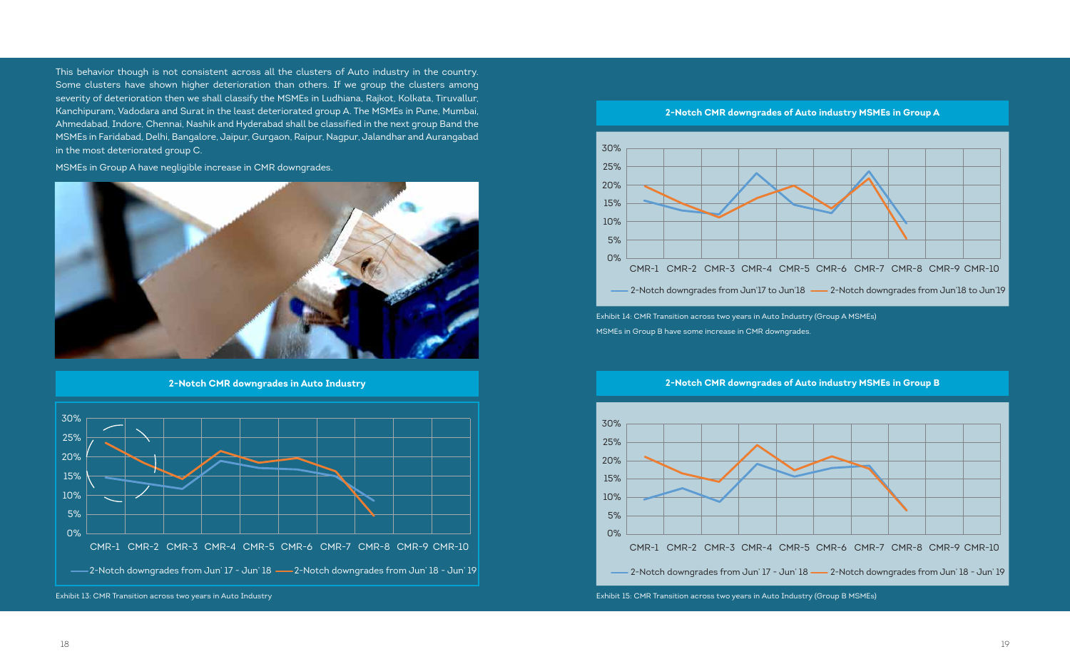This behavior though is not consistent across all the clusters of Auto industry in the country. Some clusters have shown higher deterioration than others. If we group the clusters among severity of deterioration then we shall classify the MSMEs in Ludhiana, Rajkot, Kolkata, Tiruvallur, Kanchipuram, Vadodara and Surat in the least deteriorated group A. The MSMEs in Pune, Mumbai, Ahmedabad, Indore, Chennai, Nashik and Hyderabad shall be classified in the next group Band the MSMEs in Faridabad, Delhi, Bangalore, Jaipur, Gurgaon, Raipur, Nagpur, Jalandhar and Aurangabad in the most deteriorated group C.

MSMEs in Group A have negligible increase in CMR downgrades.

**2-Notch CMR downgrades in Auto Industry**

Exhibit 13: CMR Transition across two years in Auto Industry

**2-Notch CMR downgrades of Auto industry MSMEs in Group A**

Exhibit 14: CMR Transition across two years in Auto Industry (Group A MSMEs)

MSMEs in Group B have some increase in CMR downgrades.

**2-Notch CMR downgrades of Auto industry MSMEs in Group B**

Exhibit 15: CMR Transition across two years in Auto Industry (Group B MSMEs)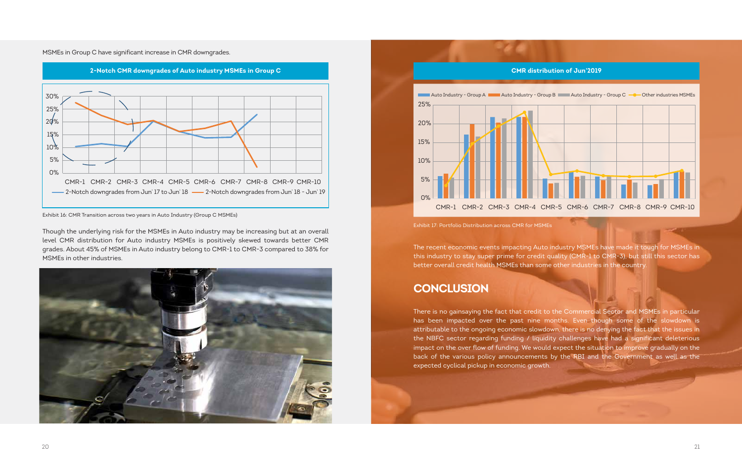MSMEs in Group C have significant increase in CMR downgrades.

**2-Notch CMR downgrades of Auto industry MSMEs in Group C**

30%
25%
20%
15%
10%
5%
0%

CMR-1 CMR-2 CMR-3 CMR-4 CMR-5 CMR-6 CMR-7 CMR-8 CMR-9 CMR-10

2-Notch downgrades from Jun' 17 to Jun' 18
2-Notch downgrades from Jun' 18 - Jun' 19

Exhibit 16: CMR Transition across two years in Auto Industry (Group C MSMEs)

Though the underlying risk for the MSMEs in Auto industry may be increasing but at an overall level CMR distribution for Auto industry MSMEs is positively skewed towards better CMR grades. About 45% of MSMEs in Auto industry belong to CMR-1 to CMR-3 compared to 38% for MSMEs in other industries.

**CMR distribution of Jun'2019**

Auto Industry - Group A
Auto Industry - Group B
Auto Industry - Group C
Other industries MSMEs

25%
20%
15%
10%
5%
0%

CMR-1 CMR-2 CMR-3 CMR-4 CMR-5 CMR-6 CMR-7 CMR-8 CMR-9 CMR-10

Exhibit 17: Portfolio Distribution across CMR for MSMEs

The recent economic events impacting Auto industry MSMEs have made it tough for MSMEs in this industry to stay super prime for credit quality (CMR-1 to CMR-3), but still this sector has better overall credit health MSMEs than some other industries in the country.

## CONCLUSION

There is no gainsaying the fact that credit to the Commercial Sector and MSMEs in particular has been impacted over the past nine months. Even though some of the slowdown is attributable to the ongoing economic slowdown, there is no denying the fact that the issues in the NBFC sector regarding funding / liquidity challenges have had a significant deleterious impact on the over flow of funding. We would expect the situation to improve gradually on the back of the various policy announcements by the RBI and the Government as well as the expected cyclical pickup in economic growth.